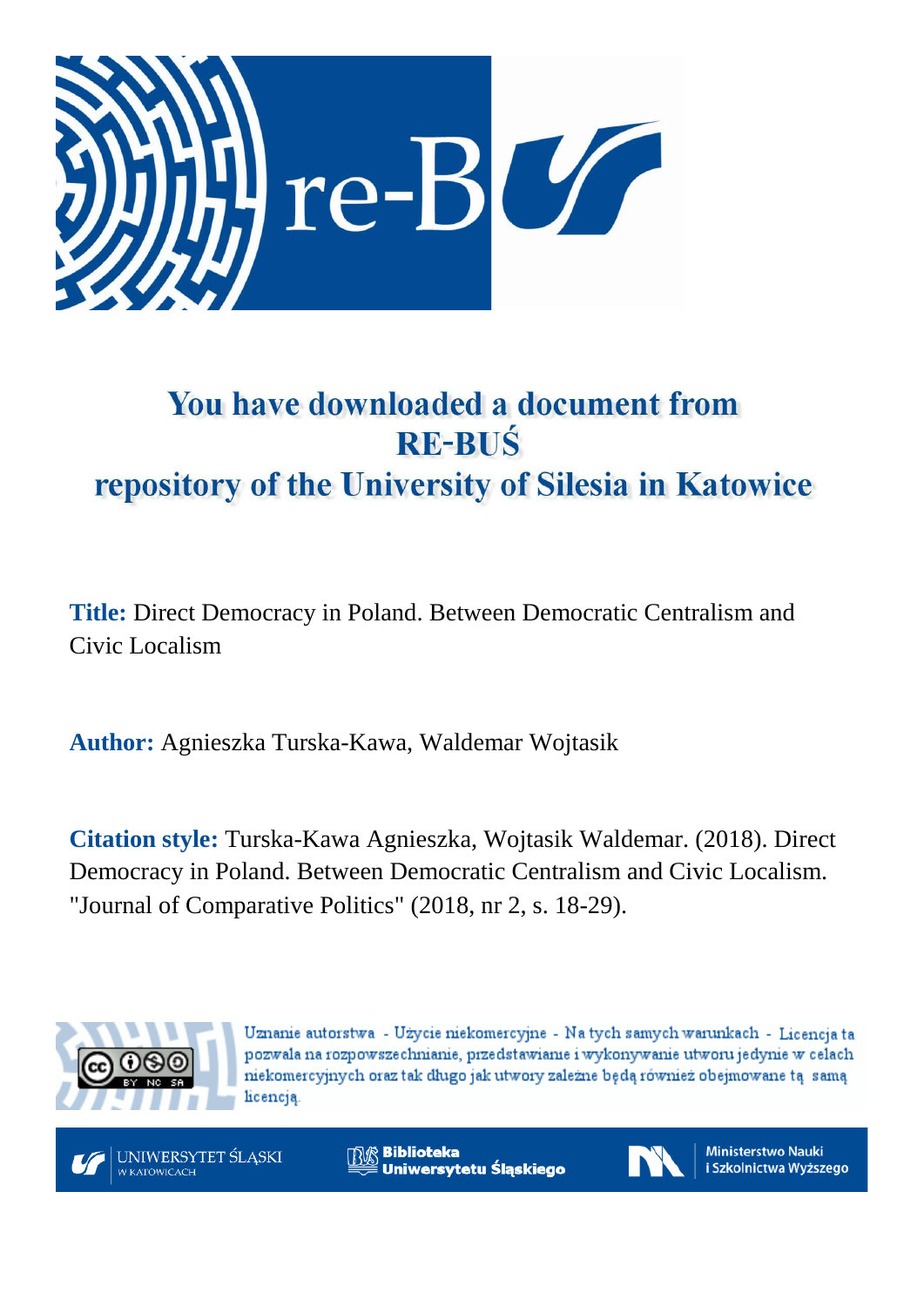# You have downloaded a document from RE-BUŚ repository of the University of Silesia in Katowice

**Title:** Direct Democracy in Poland. Between Democratic Centralism and Civic Localism

**Author:** Agnieszka Turska-Kawa, Waldemar Wojtasik

**Citation style:** Turska-Kawa Agnieszka, Wojtasik Waldemar. (2018). Direct Democracy in Poland. Between Democratic Centralism and Civic Localism. "Journal of Comparative Politics" (2018, nr 2, s. 18-29).

Uznanie autorstwa - Użycie niekomercyjne - Na tych samych warunkach - Licencja ta pozwala na rozpowszechnianie, przedstawianie i wykonywanie utworu jedynie w celach niekomercyjnych oraz tak długo jak utwory zależne będą również obejmowane tą samą licencją.

UNIWERSYTET ŚLĄSKI W KATOWICACH

Biblioteka Uniwersytetu Śląskiego

Ministerstwo Nauki i Szkolnictwa Wyższego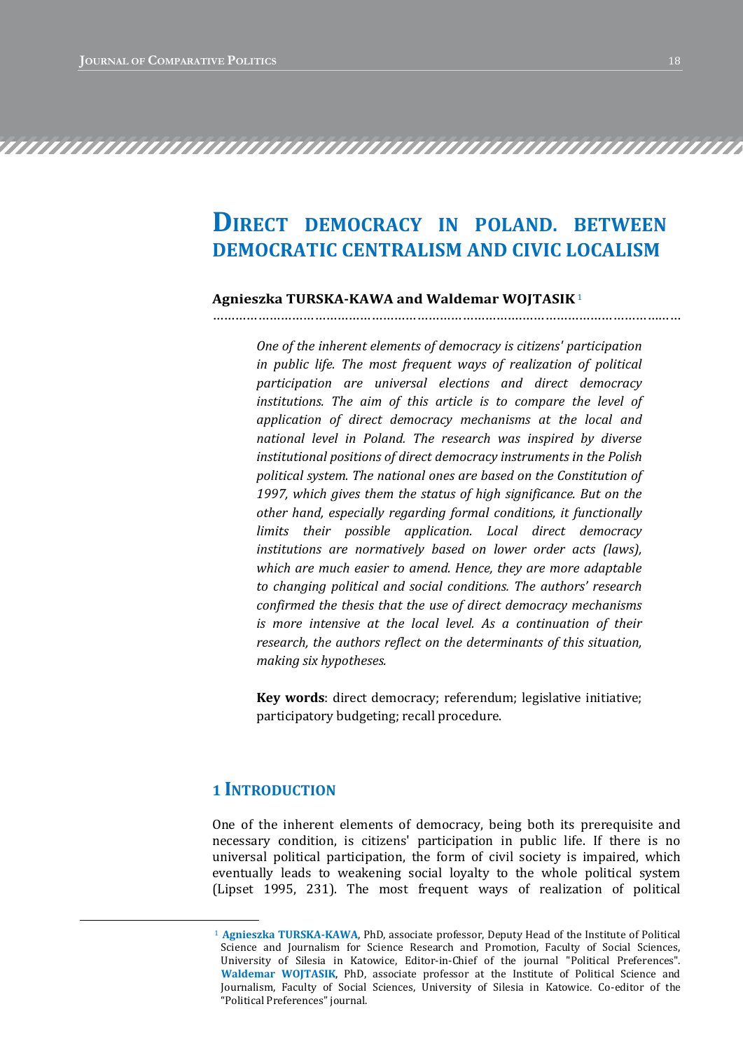# Direct democracy in Poland. Between democratic centralism and civic localism

**Agnieszka TURSKA-KAWA and Waldemar WOJTASIK** [1]

*One of the inherent elements of democracy is citizens' participation in public life. The most frequent ways of realization of political participation are universal elections and direct democracy institutions. The aim of this article is to compare the level of application of direct democracy mechanisms at the local and national level in Poland. The research was inspired by diverse institutional positions of direct democracy instruments in the Polish political system. The national ones are based on the Constitution of 1997, which gives them the status of high significance. But on the other hand, especially regarding formal conditions, it functionally limits their possible application. Local direct democracy institutions are normatively based on lower order acts (laws), which are much easier to amend. Hence, they are more adaptable to changing political and social conditions. The authors' research confirmed the thesis that the use of direct democracy mechanisms is more intensive at the local level. As a continuation of their research, the authors reflect on the determinants of this situation, making six hypotheses.*

**Key words**: direct democracy; referendum; legislative initiative; participatory budgeting; recall procedure.

## 1 Introduction

One of the inherent elements of democracy, being both its prerequisite and necessary condition, is citizens' participation in public life. If there is no universal political participation, the form of civil society is impaired, which eventually leads to weakening social loyalty to the whole political system (Lipset 1995, 231). The most frequent ways of realization of political

---

[1] **Agnieszka TURSKA-KAWA**, PhD, associate professor, Deputy Head of the Institute of Political Science and Journalism for Science Research and Promotion, Faculty of Social Sciences, University of Silesia in Katowice, Editor-in-Chief of the journal "Political Preferences". **Waldemar WOJTASIK**, PhD, associate professor at the Institute of Political Science and Journalism, Faculty of Social Sciences, University of Silesia in Katowice. Co-editor of the "Political Preferences" journal.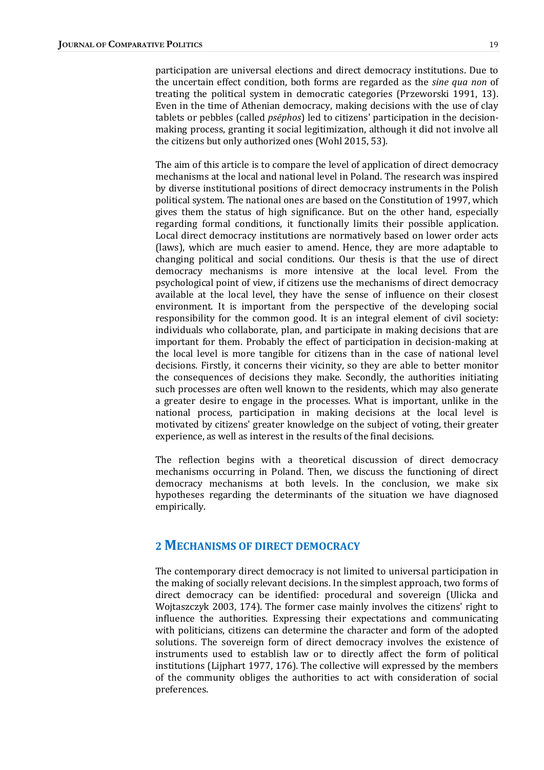participation are universal elections and direct democracy institutions. Due to the uncertain effect condition, both forms are regarded as the *sine qua non* of treating the political system in democratic categories (Przeworski 1991, 13). Even in the time of Athenian democracy, making decisions with the use of clay tablets or pebbles (called *psēphos*) led to citizens' participation in the decision-making process, granting it social legitimization, although it did not involve all the citizens but only authorized ones (Wohl 2015, 53).

The aim of this article is to compare the level of application of direct democracy mechanisms at the local and national level in Poland. The research was inspired by diverse institutional positions of direct democracy instruments in the Polish political system. The national ones are based on the Constitution of 1997, which gives them the status of high significance. But on the other hand, especially regarding formal conditions, it functionally limits their possible application. Local direct democracy institutions are normatively based on lower order acts (laws), which are much easier to amend. Hence, they are more adaptable to changing political and social conditions. Our thesis is that the use of direct democracy mechanisms is more intensive at the local level. From the psychological point of view, if citizens use the mechanisms of direct democracy available at the local level, they have the sense of influence on their closest environment. It is important from the perspective of the developing social responsibility for the common good. It is an integral element of civil society: individuals who collaborate, plan, and participate in making decisions that are important for them. Probably the effect of participation in decision-making at the local level is more tangible for citizens than in the case of national level decisions. Firstly, it concerns their vicinity, so they are able to better monitor the consequences of decisions they make. Secondly, the authorities initiating such processes are often well known to the residents, which may also generate a greater desire to engage in the processes. What is important, unlike in the national process, participation in making decisions at the local level is motivated by citizens' greater knowledge on the subject of voting, their greater experience, as well as interest in the results of the final decisions.

The reflection begins with a theoretical discussion of direct democracy mechanisms occurring in Poland. Then, we discuss the functioning of direct democracy mechanisms at both levels. In the conclusion, we make six hypotheses regarding the determinants of the situation we have diagnosed empirically.

## 2 MECHANISMS OF DIRECT DEMOCRACY

The contemporary direct democracy is not limited to universal participation in the making of socially relevant decisions. In the simplest approach, two forms of direct democracy can be identified: procedural and sovereign (Ulicka and Wojtaszczyk 2003, 174). The former case mainly involves the citizens' right to influence the authorities. Expressing their expectations and communicating with politicians, citizens can determine the character and form of the adopted solutions. The sovereign form of direct democracy involves the existence of instruments used to establish law or to directly affect the form of political institutions (Lijphart 1977, 176). The collective will expressed by the members of the community obliges the authorities to act with consideration of social preferences.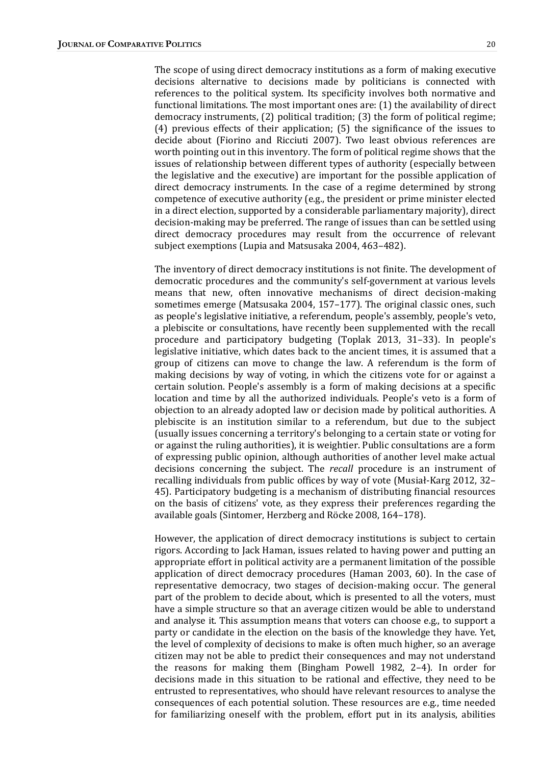The scope of using direct democracy institutions as a form of making executive decisions alternative to decisions made by politicians is connected with references to the political system. Its specificity involves both normative and functional limitations. The most important ones are: (1) the availability of direct democracy instruments, (2) political tradition; (3) the form of political regime; (4) previous effects of their application; (5) the significance of the issues to decide about (Fiorino and Ricciuti 2007). Two least obvious references are worth pointing out in this inventory. The form of political regime shows that the issues of relationship between different types of authority (especially between the legislative and the executive) are important for the possible application of direct democracy instruments. In the case of a regime determined by strong competence of executive authority (e.g., the president or prime minister elected in a direct election, supported by a considerable parliamentary majority), direct decision-making may be preferred. The range of issues than can be settled using direct democracy procedures may result from the occurrence of relevant subject exemptions (Lupia and Matsusaka 2004, 463–482).

The inventory of direct democracy institutions is not finite. The development of democratic procedures and the community's self-government at various levels means that new, often innovative mechanisms of direct decision-making sometimes emerge (Matsusaka 2004, 157–177). The original classic ones, such as people's legislative initiative, a referendum, people's assembly, people's veto, a plebiscite or consultations, have recently been supplemented with the recall procedure and participatory budgeting (Toplak 2013, 31–33). In people's legislative initiative, which dates back to the ancient times, it is assumed that a group of citizens can move to change the law. A referendum is the form of making decisions by way of voting, in which the citizens vote for or against a certain solution. People's assembly is a form of making decisions at a specific location and time by all the authorized individuals. People's veto is a form of objection to an already adopted law or decision made by political authorities. A plebiscite is an institution similar to a referendum, but due to the subject (usually issues concerning a territory's belonging to a certain state or voting for or against the ruling authorities), it is weightier. Public consultations are a form of expressing public opinion, although authorities of another level make actual decisions concerning the subject. The *recall* procedure is an instrument of recalling individuals from public offices by way of vote (Musiał-Karg 2012, 32–45). Participatory budgeting is a mechanism of distributing financial resources on the basis of citizens' vote, as they express their preferences regarding the available goals (Sintomer, Herzberg and Röcke 2008, 164–178).

However, the application of direct democracy institutions is subject to certain rigors. According to Jack Haman, issues related to having power and putting an appropriate effort in political activity are a permanent limitation of the possible application of direct democracy procedures (Haman 2003, 60). In the case of representative democracy, two stages of decision-making occur. The general part of the problem to decide about, which is presented to all the voters, must have a simple structure so that an average citizen would be able to understand and analyse it. This assumption means that voters can choose e.g., to support a party or candidate in the election on the basis of the knowledge they have. Yet, the level of complexity of decisions to make is often much higher, so an average citizen may not be able to predict their consequences and may not understand the reasons for making them (Bingham Powell 1982, 2–4). In order for decisions made in this situation to be rational and effective, they need to be entrusted to representatives, who should have relevant resources to analyse the consequences of each potential solution. These resources are e.g., time needed for familiarizing oneself with the problem, effort put in its analysis, abilities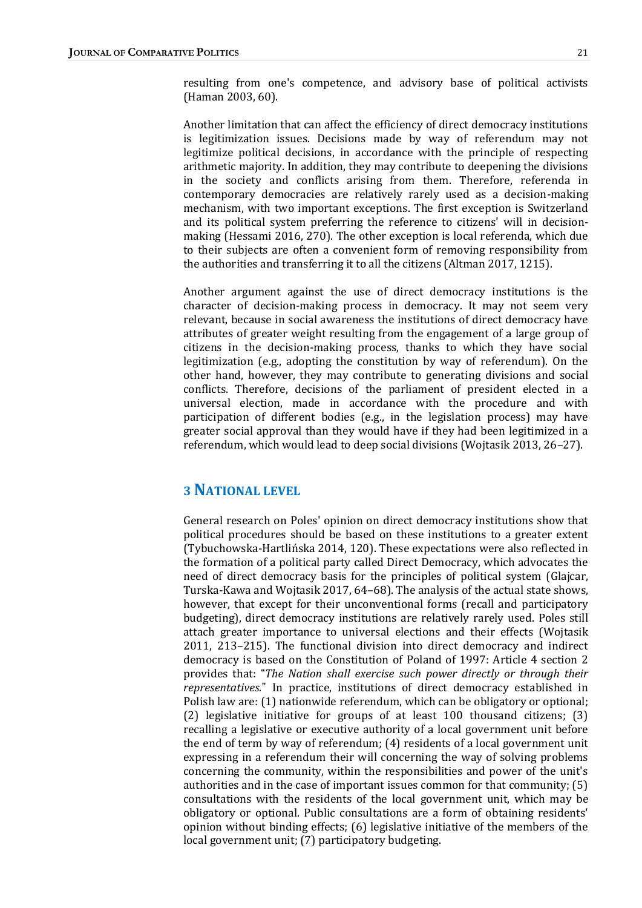resulting from one's competence, and advisory base of political activists (Haman 2003, 60).

Another limitation that can affect the efficiency of direct democracy institutions is legitimization issues. Decisions made by way of referendum may not legitimize political decisions, in accordance with the principle of respecting arithmetic majority. In addition, they may contribute to deepening the divisions in the society and conflicts arising from them. Therefore, referenda in contemporary democracies are relatively rarely used as a decision-making mechanism, with two important exceptions. The first exception is Switzerland and its political system preferring the reference to citizens' will in decision-making (Hessami 2016, 270). The other exception is local referenda, which due to their subjects are often a convenient form of removing responsibility from the authorities and transferring it to all the citizens (Altman 2017, 1215).

Another argument against the use of direct democracy institutions is the character of decision-making process in democracy. It may not seem very relevant, because in social awareness the institutions of direct democracy have attributes of greater weight resulting from the engagement of a large group of citizens in the decision-making process, thanks to which they have social legitimization (e.g., adopting the constitution by way of referendum). On the other hand, however, they may contribute to generating divisions and social conflicts. Therefore, decisions of the parliament of president elected in a universal election, made in accordance with the procedure and with participation of different bodies (e.g., in the legislation process) may have greater social approval than they would have if they had been legitimized in a referendum, which would lead to deep social divisions (Wojtasik 2013, 26–27).

## 3 National level

General research on Poles' opinion on direct democracy institutions show that political procedures should be based on these institutions to a greater extent (Tybuchowska-Hartlińska 2014, 120). These expectations were also reflected in the formation of a political party called Direct Democracy, which advocates the need of direct democracy basis for the principles of political system (Glajcar, Turska-Kawa and Wojtasik 2017, 64–68). The analysis of the actual state shows, however, that except for their unconventional forms (recall and participatory budgeting), direct democracy institutions are relatively rarely used. Poles still attach greater importance to universal elections and their effects (Wojtasik 2011, 213–215). The functional division into direct democracy and indirect democracy is based on the Constitution of Poland of 1997: Article 4 section 2 provides that: "*The Nation shall exercise such power directly or through their representatives.*" In practice, institutions of direct democracy established in Polish law are: (1) nationwide referendum, which can be obligatory or optional; (2) legislative initiative for groups of at least 100 thousand citizens; (3) recalling a legislative or executive authority of a local government unit before the end of term by way of referendum; (4) residents of a local government unit expressing in a referendum their will concerning the way of solving problems concerning the community, within the responsibilities and power of the unit's authorities and in the case of important issues common for that community; (5) consultations with the residents of the local government unit, which may be obligatory or optional. Public consultations are a form of obtaining residents' opinion without binding effects; (6) legislative initiative of the members of the local government unit; (7) participatory budgeting.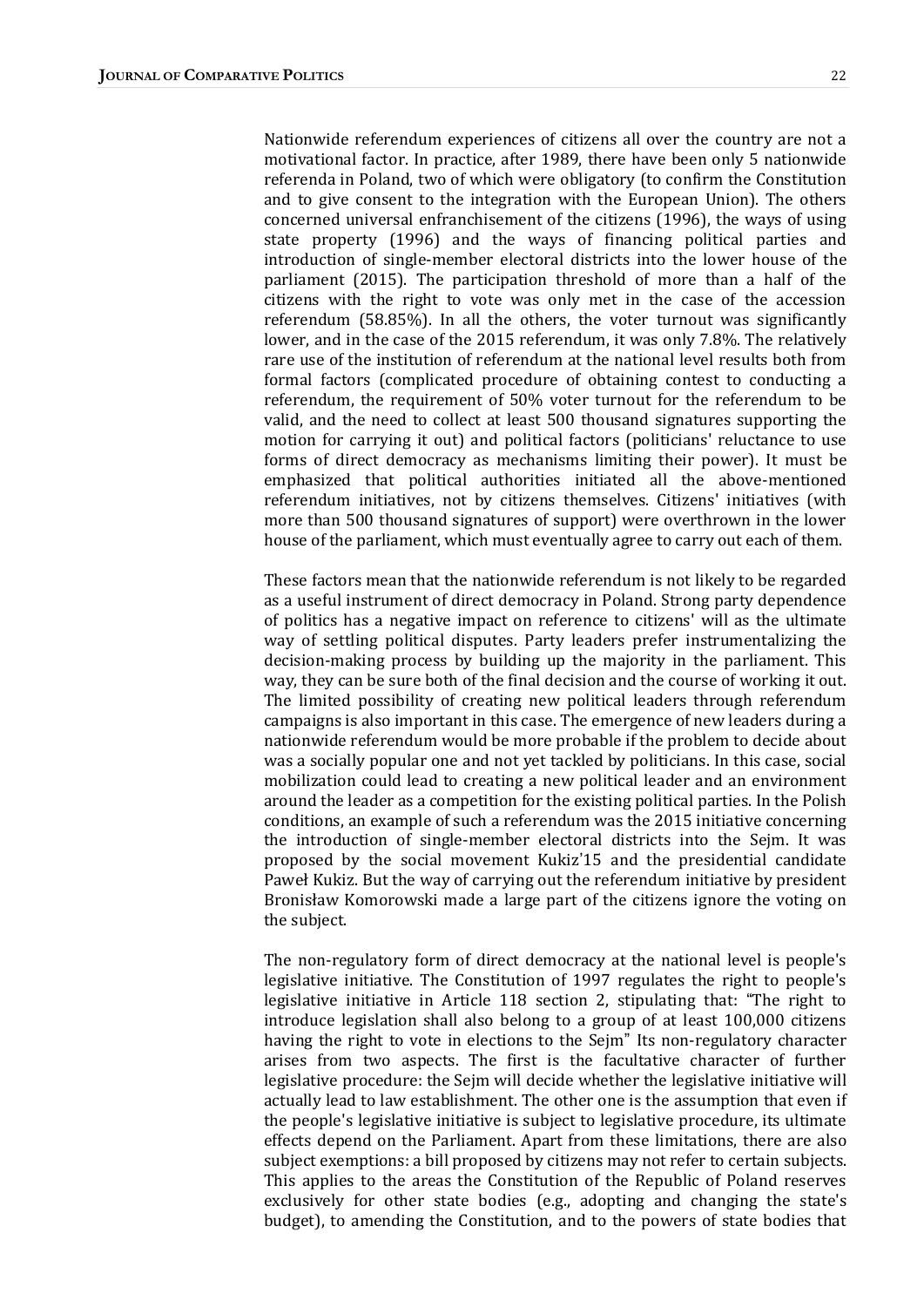Nationwide referendum experiences of citizens all over the country are not a motivational factor. In practice, after 1989, there have been only 5 nationwide referenda in Poland, two of which were obligatory (to confirm the Constitution and to give consent to the integration with the European Union). The others concerned universal enfranchisement of the citizens (1996), the ways of using state property (1996) and the ways of financing political parties and introduction of single-member electoral districts into the lower house of the parliament (2015). The participation threshold of more than a half of the citizens with the right to vote was only met in the case of the accession referendum (58.85%). In all the others, the voter turnout was significantly lower, and in the case of the 2015 referendum, it was only 7.8%. The relatively rare use of the institution of referendum at the national level results both from formal factors (complicated procedure of obtaining contest to conducting a referendum, the requirement of 50% voter turnout for the referendum to be valid, and the need to collect at least 500 thousand signatures supporting the motion for carrying it out) and political factors (politicians' reluctance to use forms of direct democracy as mechanisms limiting their power). It must be emphasized that political authorities initiated all the above-mentioned referendum initiatives, not by citizens themselves. Citizens' initiatives (with more than 500 thousand signatures of support) were overthrown in the lower house of the parliament, which must eventually agree to carry out each of them.

These factors mean that the nationwide referendum is not likely to be regarded as a useful instrument of direct democracy in Poland. Strong party dependence of politics has a negative impact on reference to citizens' will as the ultimate way of settling political disputes. Party leaders prefer instrumentalizing the decision-making process by building up the majority in the parliament. This way, they can be sure both of the final decision and the course of working it out. The limited possibility of creating new political leaders through referendum campaigns is also important in this case. The emergence of new leaders during a nationwide referendum would be more probable if the problem to decide about was a socially popular one and not yet tackled by politicians. In this case, social mobilization could lead to creating a new political leader and an environment around the leader as a competition for the existing political parties. In the Polish conditions, an example of such a referendum was the 2015 initiative concerning the introduction of single-member electoral districts into the Sejm. It was proposed by the social movement Kukiz'15 and the presidential candidate Paweł Kukiz. But the way of carrying out the referendum initiative by president Bronisław Komorowski made a large part of the citizens ignore the voting on the subject.

The non-regulatory form of direct democracy at the national level is people's legislative initiative. The Constitution of 1997 regulates the right to people's legislative initiative in Article 118 section 2, stipulating that: "The right to introduce legislation shall also belong to a group of at least 100,000 citizens having the right to vote in elections to the Sejm" Its non-regulatory character arises from two aspects. The first is the facultative character of further legislative procedure: the Sejm will decide whether the legislative initiative will actually lead to law establishment. The other one is the assumption that even if the people's legislative initiative is subject to legislative procedure, its ultimate effects depend on the Parliament. Apart from these limitations, there are also subject exemptions: a bill proposed by citizens may not refer to certain subjects. This applies to the areas the Constitution of the Republic of Poland reserves exclusively for other state bodies (e.g., adopting and changing the state's budget), to amending the Constitution, and to the powers of state bodies that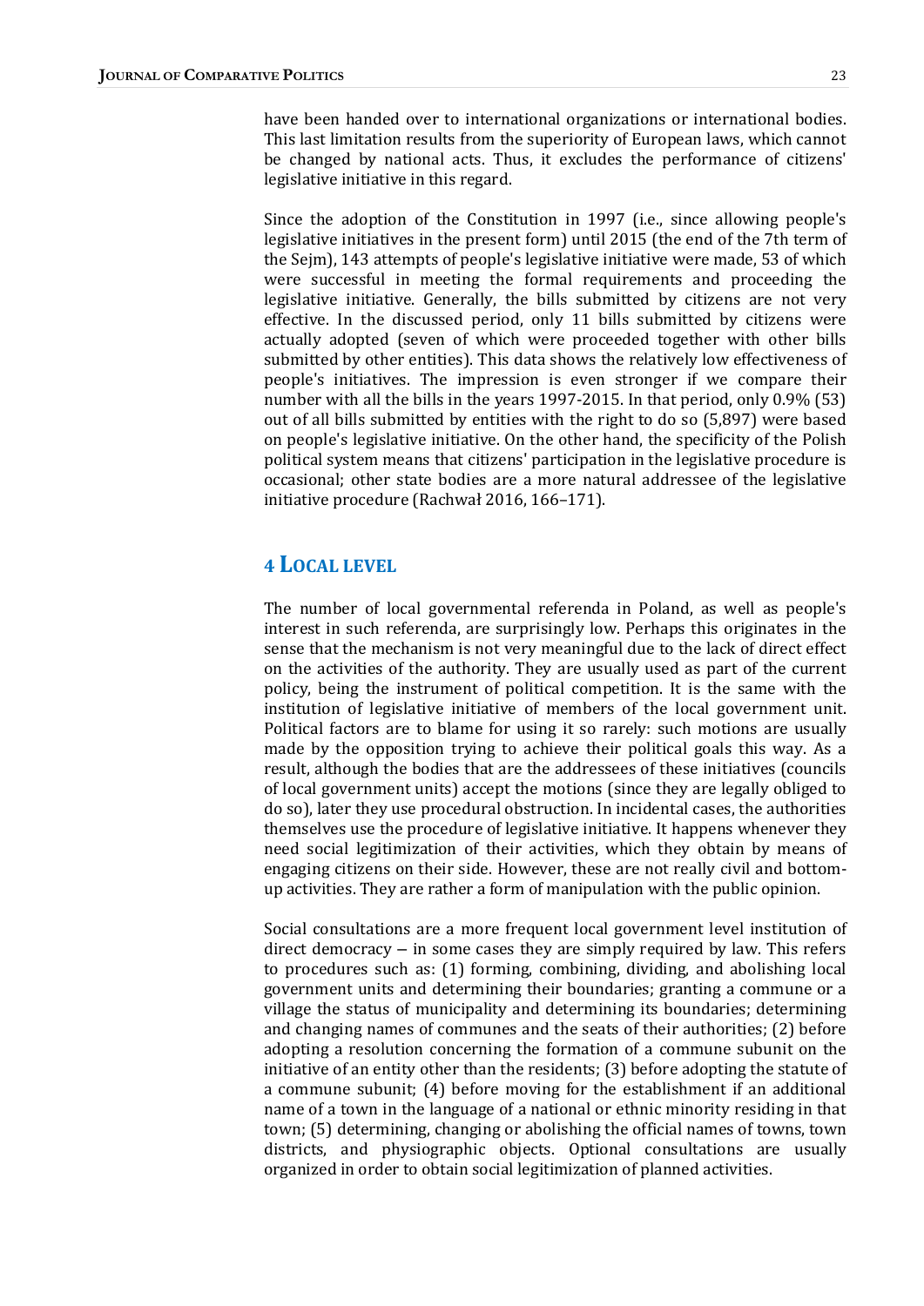have been handed over to international organizations or international bodies. This last limitation results from the superiority of European laws, which cannot be changed by national acts. Thus, it excludes the performance of citizens' legislative initiative in this regard.

Since the adoption of the Constitution in 1997 (i.e., since allowing people's legislative initiatives in the present form) until 2015 (the end of the 7th term of the Sejm), 143 attempts of people's legislative initiative were made, 53 of which were successful in meeting the formal requirements and proceeding the legislative initiative. Generally, the bills submitted by citizens are not very effective. In the discussed period, only 11 bills submitted by citizens were actually adopted (seven of which were proceeded together with other bills submitted by other entities). This data shows the relatively low effectiveness of people's initiatives. The impression is even stronger if we compare their number with all the bills in the years 1997-2015. In that period, only 0.9% (53) out of all bills submitted by entities with the right to do so (5,897) were based on people's legislative initiative. On the other hand, the specificity of the Polish political system means that citizens' participation in the legislative procedure is occasional; other state bodies are a more natural addressee of the legislative initiative procedure (Rachwał 2016, 166–171).

## 4 LOCAL LEVEL

The number of local governmental referenda in Poland, as well as people's interest in such referenda, are surprisingly low. Perhaps this originates in the sense that the mechanism is not very meaningful due to the lack of direct effect on the activities of the authority. They are usually used as part of the current policy, being the instrument of political competition. It is the same with the institution of legislative initiative of members of the local government unit. Political factors are to blame for using it so rarely: such motions are usually made by the opposition trying to achieve their political goals this way. As a result, although the bodies that are the addressees of these initiatives (councils of local government units) accept the motions (since they are legally obliged to do so), later they use procedural obstruction. In incidental cases, the authorities themselves use the procedure of legislative initiative. It happens whenever they need social legitimization of their activities, which they obtain by means of engaging citizens on their side. However, these are not really civil and bottom-up activities. They are rather a form of manipulation with the public opinion.

Social consultations are a more frequent local government level institution of direct democracy – in some cases they are simply required by law. This refers to procedures such as: (1) forming, combining, dividing, and abolishing local government units and determining their boundaries; granting a commune or a village the status of municipality and determining its boundaries; determining and changing names of communes and the seats of their authorities; (2) before adopting a resolution concerning the formation of a commune subunit on the initiative of an entity other than the residents; (3) before adopting the statute of a commune subunit; (4) before moving for the establishment if an additional name of a town in the language of a national or ethnic minority residing in that town; (5) determining, changing or abolishing the official names of towns, town districts, and physiographic objects. Optional consultations are usually organized in order to obtain social legitimization of planned activities.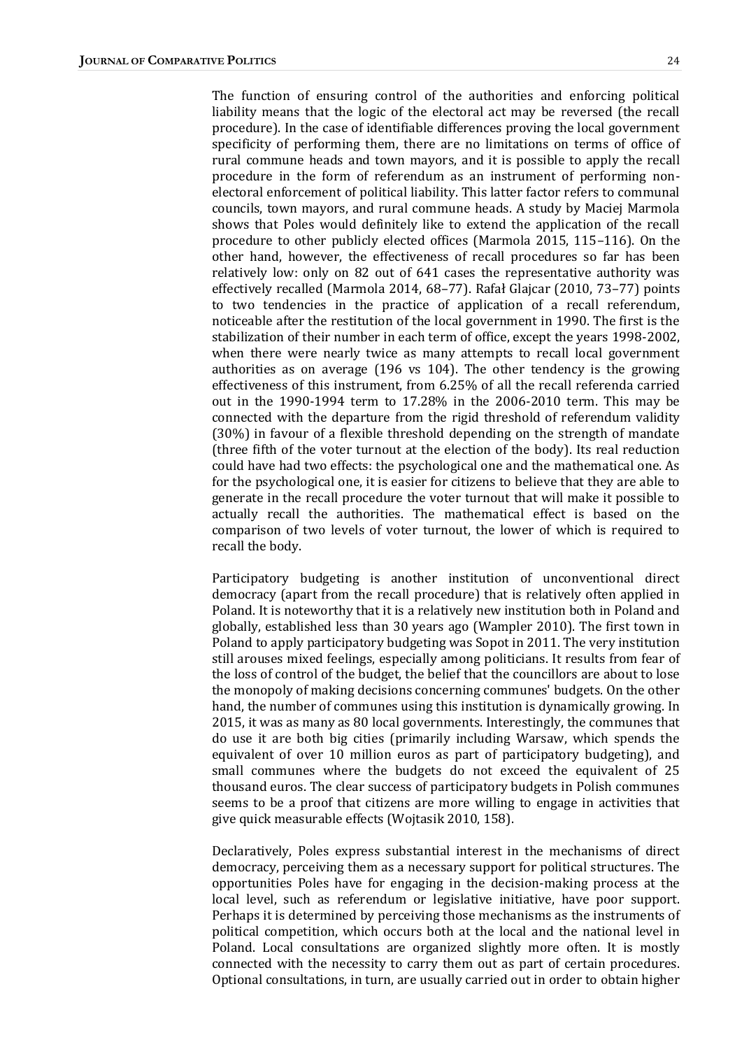The function of ensuring control of the authorities and enforcing political liability means that the logic of the electoral act may be reversed (the recall procedure). In the case of identifiable differences proving the local government specificity of performing them, there are no limitations on terms of office of rural commune heads and town mayors, and it is possible to apply the recall procedure in the form of referendum as an instrument of performing non-electoral enforcement of political liability. This latter factor refers to communal councils, town mayors, and rural commune heads. A study by Maciej Marmola shows that Poles would definitely like to extend the application of the recall procedure to other publicly elected offices (Marmola 2015, 115–116). On the other hand, however, the effectiveness of recall procedures so far has been relatively low: only on 82 out of 641 cases the representative authority was effectively recalled (Marmola 2014, 68–77). Rafał Glajcar (2010, 73–77) points to two tendencies in the practice of application of a recall referendum, noticeable after the restitution of the local government in 1990. The first is the stabilization of their number in each term of office, except the years 1998-2002, when there were nearly twice as many attempts to recall local government authorities as on average (196 vs 104). The other tendency is the growing effectiveness of this instrument, from 6.25% of all the recall referenda carried out in the 1990-1994 term to 17.28% in the 2006-2010 term. This may be connected with the departure from the rigid threshold of referendum validity (30%) in favour of a flexible threshold depending on the strength of mandate (three fifth of the voter turnout at the election of the body). Its real reduction could have had two effects: the psychological one and the mathematical one. As for the psychological one, it is easier for citizens to believe that they are able to generate in the recall procedure the voter turnout that will make it possible to actually recall the authorities. The mathematical effect is based on the comparison of two levels of voter turnout, the lower of which is required to recall the body.

Participatory budgeting is another institution of unconventional direct democracy (apart from the recall procedure) that is relatively often applied in Poland. It is noteworthy that it is a relatively new institution both in Poland and globally, established less than 30 years ago (Wampler 2010). The first town in Poland to apply participatory budgeting was Sopot in 2011. The very institution still arouses mixed feelings, especially among politicians. It results from fear of the loss of control of the budget, the belief that the councillors are about to lose the monopoly of making decisions concerning communes' budgets. On the other hand, the number of communes using this institution is dynamically growing. In 2015, it was as many as 80 local governments. Interestingly, the communes that do use it are both big cities (primarily including Warsaw, which spends the equivalent of over 10 million euros as part of participatory budgeting), and small communes where the budgets do not exceed the equivalent of 25 thousand euros. The clear success of participatory budgets in Polish communes seems to be a proof that citizens are more willing to engage in activities that give quick measurable effects (Wojtasik 2010, 158).

Declaratively, Poles express substantial interest in the mechanisms of direct democracy, perceiving them as a necessary support for political structures. The opportunities Poles have for engaging in the decision-making process at the local level, such as referendum or legislative initiative, have poor support. Perhaps it is determined by perceiving those mechanisms as the instruments of political competition, which occurs both at the local and the national level in Poland. Local consultations are organized slightly more often. It is mostly connected with the necessity to carry them out as part of certain procedures. Optional consultations, in turn, are usually carried out in order to obtain higher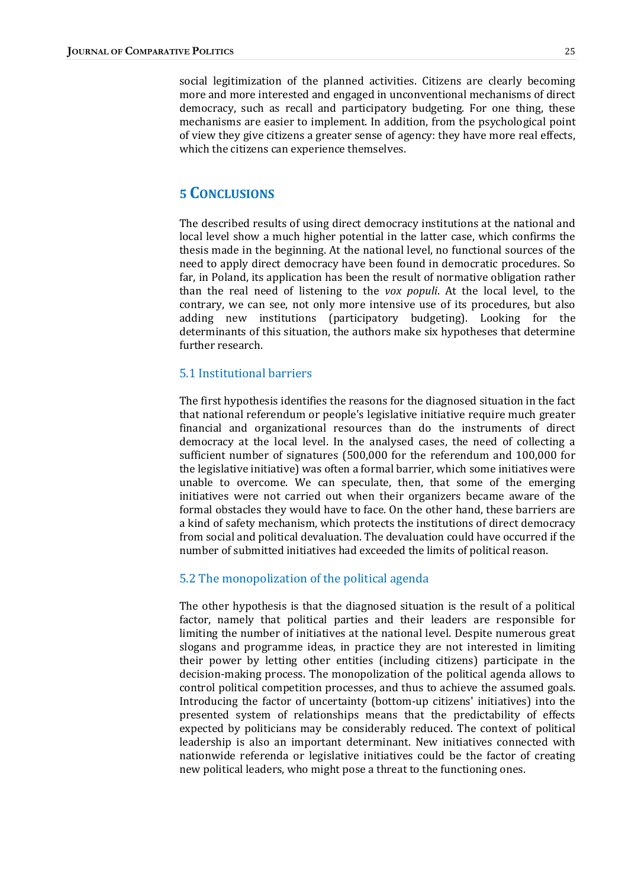social legitimization of the planned activities. Citizens are clearly becoming more and more interested and engaged in unconventional mechanisms of direct democracy, such as recall and participatory budgeting. For one thing, these mechanisms are easier to implement. In addition, from the psychological point of view they give citizens a greater sense of agency: they have more real effects, which the citizens can experience themselves.

## 5 CONCLUSIONS

The described results of using direct democracy institutions at the national and local level show a much higher potential in the latter case, which confirms the thesis made in the beginning. At the national level, no functional sources of the need to apply direct democracy have been found in democratic procedures. So far, in Poland, its application has been the result of normative obligation rather than the real need of listening to the *vox populi*. At the local level, to the contrary, we can see, not only more intensive use of its procedures, but also adding new institutions (participatory budgeting). Looking for the determinants of this situation, the authors make six hypotheses that determine further research.

### 5.1 Institutional barriers

The first hypothesis identifies the reasons for the diagnosed situation in the fact that national referendum or people's legislative initiative require much greater financial and organizational resources than do the instruments of direct democracy at the local level. In the analysed cases, the need of collecting a sufficient number of signatures (500,000 for the referendum and 100,000 for the legislative initiative) was often a formal barrier, which some initiatives were unable to overcome. We can speculate, then, that some of the emerging initiatives were not carried out when their organizers became aware of the formal obstacles they would have to face. On the other hand, these barriers are a kind of safety mechanism, which protects the institutions of direct democracy from social and political devaluation. The devaluation could have occurred if the number of submitted initiatives had exceeded the limits of political reason.

### 5.2 The monopolization of the political agenda

The other hypothesis is that the diagnosed situation is the result of a political factor, namely that political parties and their leaders are responsible for limiting the number of initiatives at the national level. Despite numerous great slogans and programme ideas, in practice they are not interested in limiting their power by letting other entities (including citizens) participate in the decision-making process. The monopolization of the political agenda allows to control political competition processes, and thus to achieve the assumed goals. Introducing the factor of uncertainty (bottom-up citizens' initiatives) into the presented system of relationships means that the predictability of effects expected by politicians may be considerably reduced. The context of political leadership is also an important determinant. New initiatives connected with nationwide referenda or legislative initiatives could be the factor of creating new political leaders, who might pose a threat to the functioning ones.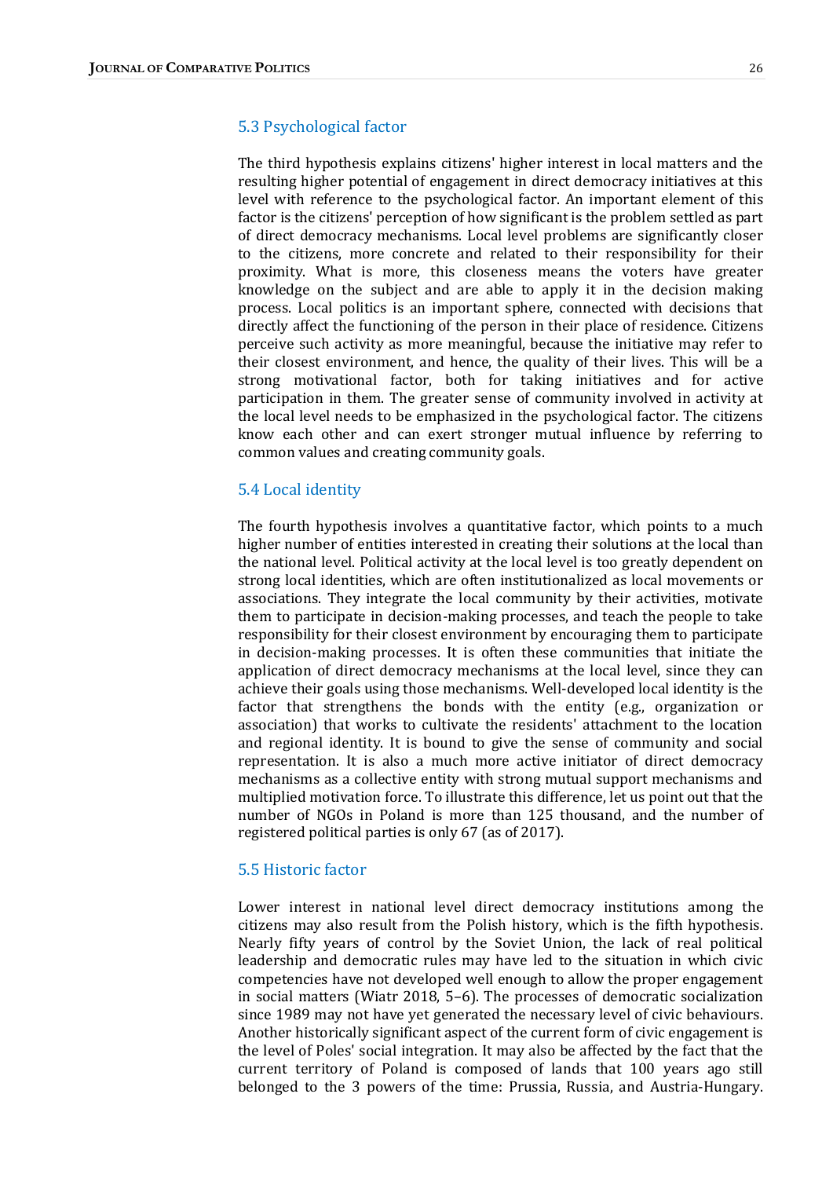### 5.3 Psychological factor

The third hypothesis explains citizens' higher interest in local matters and the resulting higher potential of engagement in direct democracy initiatives at this level with reference to the psychological factor. An important element of this factor is the citizens' perception of how significant is the problem settled as part of direct democracy mechanisms. Local level problems are significantly closer to the citizens, more concrete and related to their responsibility for their proximity. What is more, this closeness means the voters have greater knowledge on the subject and are able to apply it in the decision making process. Local politics is an important sphere, connected with decisions that directly affect the functioning of the person in their place of residence. Citizens perceive such activity as more meaningful, because the initiative may refer to their closest environment, and hence, the quality of their lives. This will be a strong motivational factor, both for taking initiatives and for active participation in them. The greater sense of community involved in activity at the local level needs to be emphasized in the psychological factor. The citizens know each other and can exert stronger mutual influence by referring to common values and creating community goals.

### 5.4 Local identity

The fourth hypothesis involves a quantitative factor, which points to a much higher number of entities interested in creating their solutions at the local than the national level. Political activity at the local level is too greatly dependent on strong local identities, which are often institutionalized as local movements or associations. They integrate the local community by their activities, motivate them to participate in decision-making processes, and teach the people to take responsibility for their closest environment by encouraging them to participate in decision-making processes. It is often these communities that initiate the application of direct democracy mechanisms at the local level, since they can achieve their goals using those mechanisms. Well-developed local identity is the factor that strengthens the bonds with the entity (e.g., organization or association) that works to cultivate the residents' attachment to the location and regional identity. It is bound to give the sense of community and social representation. It is also a much more active initiator of direct democracy mechanisms as a collective entity with strong mutual support mechanisms and multiplied motivation force. To illustrate this difference, let us point out that the number of NGOs in Poland is more than 125 thousand, and the number of registered political parties is only 67 (as of 2017).

### 5.5 Historic factor

Lower interest in national level direct democracy institutions among the citizens may also result from the Polish history, which is the fifth hypothesis. Nearly fifty years of control by the Soviet Union, the lack of real political leadership and democratic rules may have led to the situation in which civic competencies have not developed well enough to allow the proper engagement in social matters (Wiatr 2018, 5–6). The processes of democratic socialization since 1989 may not have yet generated the necessary level of civic behaviours. Another historically significant aspect of the current form of civic engagement is the level of Poles' social integration. It may also be affected by the fact that the current territory of Poland is composed of lands that 100 years ago still belonged to the 3 powers of the time: Prussia, Russia, and Austria-Hungary.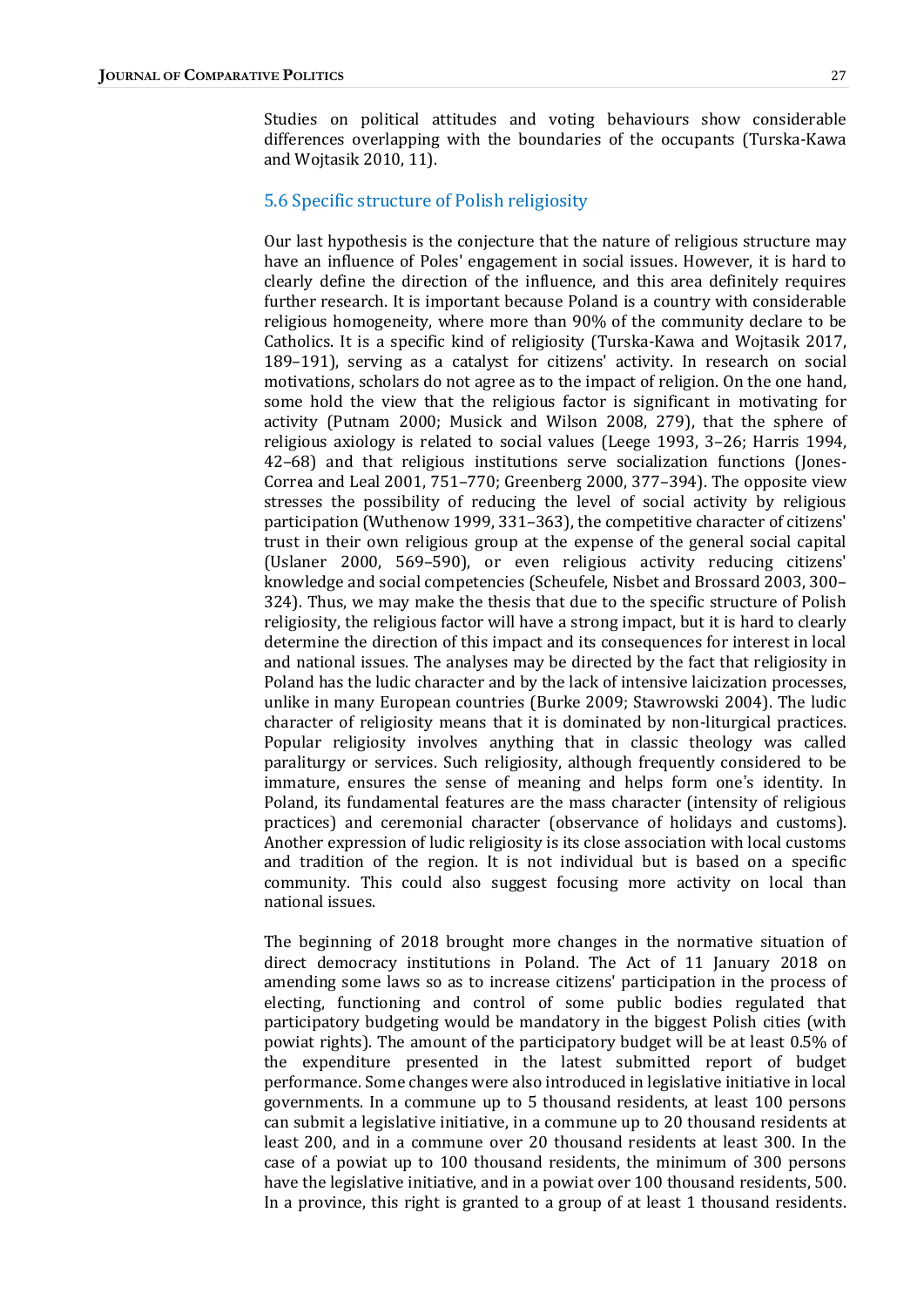Studies on political attitudes and voting behaviours show considerable differences overlapping with the boundaries of the occupants (Turska-Kawa and Wojtasik 2010, 11).

### 5.6 Specific structure of Polish religiosity

Our last hypothesis is the conjecture that the nature of religious structure may have an influence of Poles' engagement in social issues. However, it is hard to clearly define the direction of the influence, and this area definitely requires further research. It is important because Poland is a country with considerable religious homogeneity, where more than 90% of the community declare to be Catholics. It is a specific kind of religiosity (Turska-Kawa and Wojtasik 2017, 189–191), serving as a catalyst for citizens' activity. In research on social motivations, scholars do not agree as to the impact of religion. On the one hand, some hold the view that the religious factor is significant in motivating for activity (Putnam 2000; Musick and Wilson 2008, 279), that the sphere of religious axiology is related to social values (Leege 1993, 3–26; Harris 1994, 42–68) and that religious institutions serve socialization functions (Jones-Correa and Leal 2001, 751–770; Greenberg 2000, 377–394). The opposite view stresses the possibility of reducing the level of social activity by religious participation (Wuthenow 1999, 331–363), the competitive character of citizens' trust in their own religious group at the expense of the general social capital (Uslaner 2000, 569–590), or even religious activity reducing citizens' knowledge and social competencies (Scheufele, Nisbet and Brossard 2003, 300–324). Thus, we may make the thesis that due to the specific structure of Polish religiosity, the religious factor will have a strong impact, but it is hard to clearly determine the direction of this impact and its consequences for interest in local and national issues. The analyses may be directed by the fact that religiosity in Poland has the ludic character and by the lack of intensive laicization processes, unlike in many European countries (Burke 2009; Stawrowski 2004). The ludic character of religiosity means that it is dominated by non-liturgical practices. Popular religiosity involves anything that in classic theology was called paraliturgy or services. Such religiosity, although frequently considered to be immature, ensures the sense of meaning and helps form one's identity. In Poland, its fundamental features are the mass character (intensity of religious practices) and ceremonial character (observance of holidays and customs). Another expression of ludic religiosity is its close association with local customs and tradition of the region. It is not individual but is based on a specific community. This could also suggest focusing more activity on local than national issues.

The beginning of 2018 brought more changes in the normative situation of direct democracy institutions in Poland. The Act of 11 January 2018 on amending some laws so as to increase citizens' participation in the process of electing, functioning and control of some public bodies regulated that participatory budgeting would be mandatory in the biggest Polish cities (with powiat rights). The amount of the participatory budget will be at least 0.5% of the expenditure presented in the latest submitted report of budget performance. Some changes were also introduced in legislative initiative in local governments. In a commune up to 5 thousand residents, at least 100 persons can submit a legislative initiative, in a commune up to 20 thousand residents at least 200, and in a commune over 20 thousand residents at least 300. In the case of a powiat up to 100 thousand residents, the minimum of 300 persons have the legislative initiative, and in a powiat over 100 thousand residents, 500. In a province, this right is granted to a group of at least 1 thousand residents.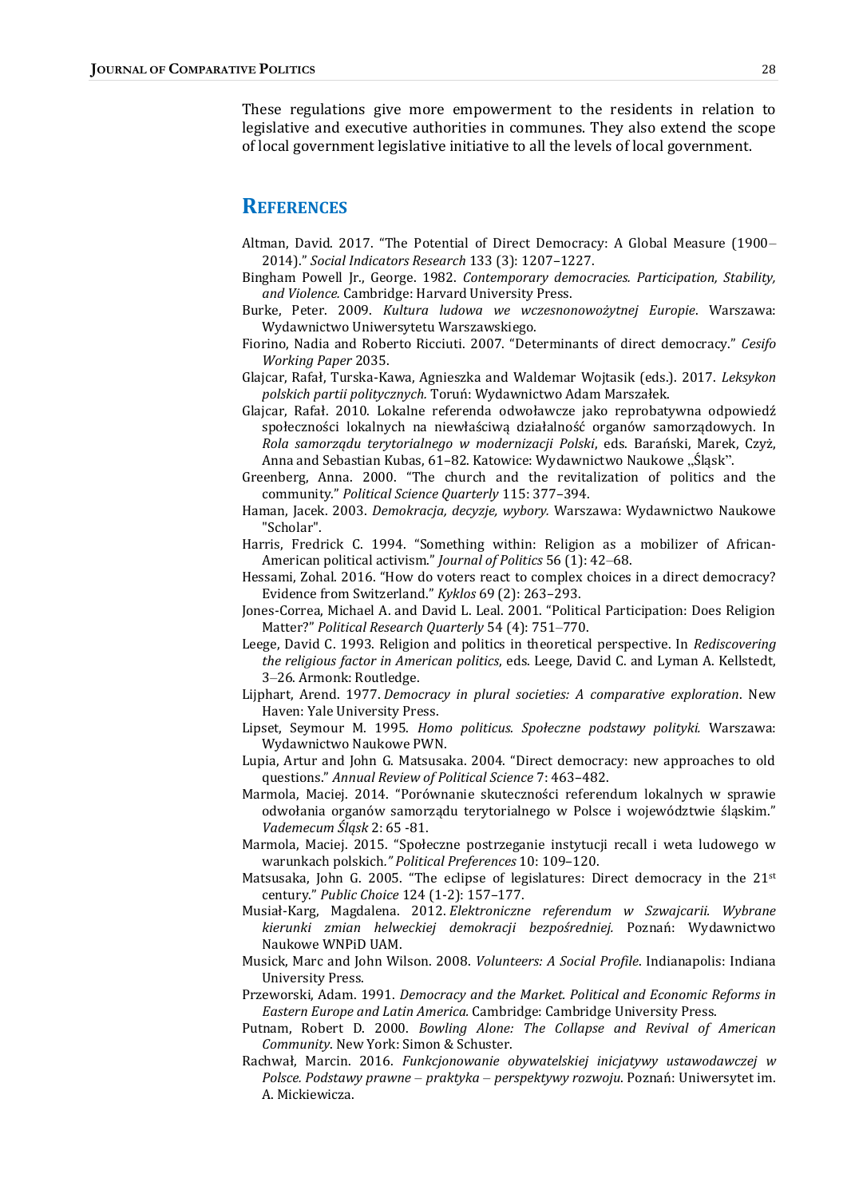These regulations give more empowerment to the residents in relation to legislative and executive authorities in communes. They also extend the scope of local government legislative initiative to all the levels of local government.

## References

Altman, David. 2017. "The Potential of Direct Democracy: A Global Measure (1900–2014)." *Social Indicators Research* 133 (3): 1207–1227.

Bingham Powell Jr., George. 1982. *Contemporary democracies. Participation, Stability, and Violence.* Cambridge: Harvard University Press.

Burke, Peter. 2009. *Kultura ludowa we wczesnonowożytnej Europie*. Warszawa: Wydawnictwo Uniwersytetu Warszawskiego.

Fiorino, Nadia and Roberto Ricciuti. 2007. "Determinants of direct democracy." *Cesifo Working Paper* 2035.

Glajcar, Rafał, Turska-Kawa, Agnieszka and Waldemar Wojtasik (eds.). 2017. *Leksykon polskich partii politycznych.* Toruń: Wydawnictwo Adam Marszałek.

Glajcar, Rafał. 2010. Lokalne referenda odwoławcze jako reprobatywna odpowiedź społeczności lokalnych na niewłaściwą działalność organów samorządowych. In *Rola samorządu terytorialnego w modernizacji Polski*, eds. Barański, Marek, Czyż, Anna and Sebastian Kubas, 61–82. Katowice: Wydawnictwo Naukowe „Śląsk".

Greenberg, Anna. 2000. "The church and the revitalization of politics and the community." *Political Science Quarterly* 115: 377–394.

Haman, Jacek. 2003. *Demokracja, decyzje, wybory.* Warszawa: Wydawnictwo Naukowe "Scholar".

Harris, Fredrick C. 1994. "Something within: Religion as a mobilizer of African-American political activism." *Journal of Politics* 56 (1): 42–68.

Hessami, Zohal. 2016. "How do voters react to complex choices in a direct democracy? Evidence from Switzerland." *Kyklos* 69 (2): 263–293.

Jones-Correa, Michael A. and David L. Leal. 2001. "Political Participation: Does Religion Matter?" *Political Research Quarterly* 54 (4): 751–770.

Leege, David C. 1993. Religion and politics in theoretical perspective. In *Rediscovering the religious factor in American politics*, eds. Leege, David C. and Lyman A. Kellstedt, 3–26. Armonk: Routledge.

Lijphart, Arend. 1977. *Democracy in plural societies: A comparative exploration*. New Haven: Yale University Press.

Lipset, Seymour M. 1995. *Homo politicus. Społeczne podstawy polityki.* Warszawa: Wydawnictwo Naukowe PWN.

Lupia, Artur and John G. Matsusaka. 2004. "Direct democracy: new approaches to old questions." *Annual Review of Political Science* 7: 463–482.

Marmola, Maciej. 2014. "Porównanie skuteczności referendum lokalnych w sprawie odwołania organów samorządu terytorialnego w Polsce i województwie śląskim." *Vademecum Śląsk* 2: 65 -81.

Marmola, Maciej. 2015. "Społeczne postrzeganie instytucji recall i weta ludowego w warunkach polskich." *Political Preferences* 10: 109–120.

Matsusaka, John G. 2005. "The eclipse of legislatures: Direct democracy in the 21st century." *Public Choice* 124 (1-2): 157–177.

Musiał-Karg, Magdalena. 2012. *Elektroniczne referendum w Szwajcarii. Wybrane kierunki zmian helweckiej demokracji bezpośredniej.* Poznań: Wydawnictwo Naukowe WNPiD UAM.

Musick, Marc and John Wilson. 2008. *Volunteers: A Social Profile*. Indianapolis: Indiana University Press.

Przeworski, Adam. 1991. *Democracy and the Market. Political and Economic Reforms in Eastern Europe and Latin America.* Cambridge: Cambridge University Press.

Putnam, Robert D. 2000. *Bowling Alone: The Collapse and Revival of American Community*. New York: Simon & Schuster.

Rachwał, Marcin. 2016. *Funkcjonowanie obywatelskiej inicjatywy ustawodawczej w Polsce. Podstawy prawne – praktyka – perspektywy rozwoju.* Poznań: Uniwersytet im. A. Mickiewicza.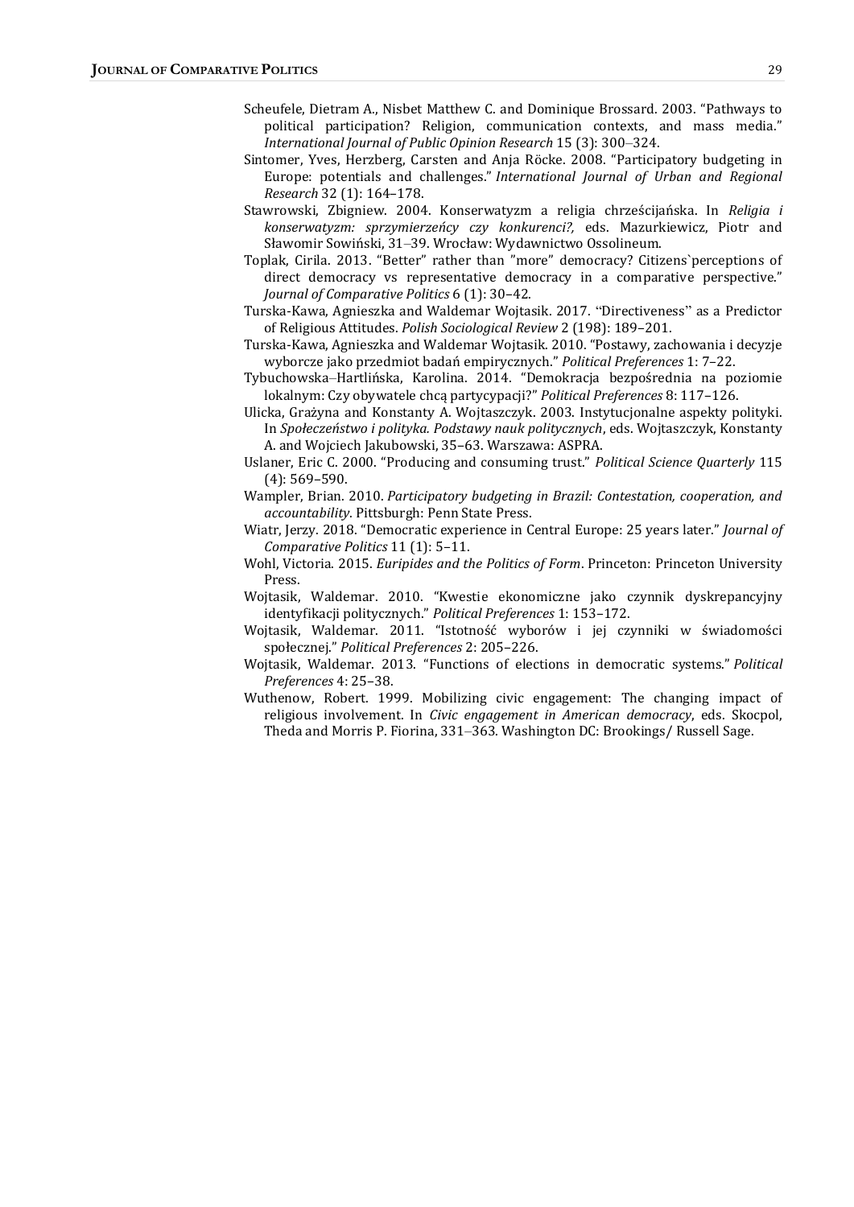Scheufele, Dietram A., Nisbet Matthew C. and Dominique Brossard. 2003. "Pathways to political participation? Religion, communication contexts, and mass media." *International Journal of Public Opinion Research* 15 (3): 300–324.

Sintomer, Yves, Herzberg, Carsten and Anja Röcke. 2008. "Participatory budgeting in Europe: potentials and challenges." *International Journal of Urban and Regional Research* 32 (1): 164–178.

Stawrowski, Zbigniew. 2004. Konserwatyzm a religia chrześcijańska. In *Religia i konserwatyzm: sprzymierzeńcy czy konkurenci?,* eds. Mazurkiewicz, Piotr and Sławomir Sowiński, 31–39. Wrocław: Wydawnictwo Ossolineum.

Toplak, Cirila. 2013. "Better" rather than "more" democracy? Citizens`perceptions of direct democracy vs representative democracy in a comparative perspective." *Journal of Comparative Politics* 6 (1): 30–42.

Turska-Kawa, Agnieszka and Waldemar Wojtasik. 2017. "Directiveness" as a Predictor of Religious Attitudes. *Polish Sociological Review* 2 (198): 189–201.

Turska-Kawa, Agnieszka and Waldemar Wojtasik. 2010. "Postawy, zachowania i decyzje wyborcze jako przedmiot badań empirycznych." *Political Preferences* 1: 7–22.

Tybuchowska–Hartlińska, Karolina. 2014. "Demokracja bezpośrednia na poziomie lokalnym: Czy obywatele chcą partycypacji?" *Political Preferences* 8: 117–126.

Ulicka, Grażyna and Konstanty A. Wojtaszczyk. 2003. Instytucjonalne aspekty polityki. In *Społeczeństwo i polityka. Podstawy nauk politycznych*, eds. Wojtaszczyk, Konstanty A. and Wojciech Jakubowski, 35–63. Warszawa: ASPRA.

Uslaner, Eric C. 2000. "Producing and consuming trust." *Political Science Quarterly* 115 (4): 569–590.

Wampler, Brian. 2010. *Participatory budgeting in Brazil: Contestation, cooperation, and accountability*. Pittsburgh: Penn State Press.

Wiatr, Jerzy. 2018. "Democratic experience in Central Europe: 25 years later." *Journal of Comparative Politics* 11 (1): 5–11.

Wohl, Victoria. 2015. *Euripides and the Politics of Form*. Princeton: Princeton University Press.

Wojtasik, Waldemar. 2010. "Kwestie ekonomiczne jako czynnik dyskrepancyjny identyfikacji politycznych." *Political Preferences* 1: 153–172.

Wojtasik, Waldemar. 2011. "Istotność wyborów i jej czynniki w świadomości społecznej." *Political Preferences* 2: 205–226.

Wojtasik, Waldemar. 2013. "Functions of elections in democratic systems." *Political Preferences* 4: 25–38.

Wuthenow, Robert. 1999. Mobilizing civic engagement: The changing impact of religious involvement. In *Civic engagement in American democracy*, eds. Skocpol, Theda and Morris P. Fiorina, 331–363. Washington DC: Brookings/ Russell Sage.